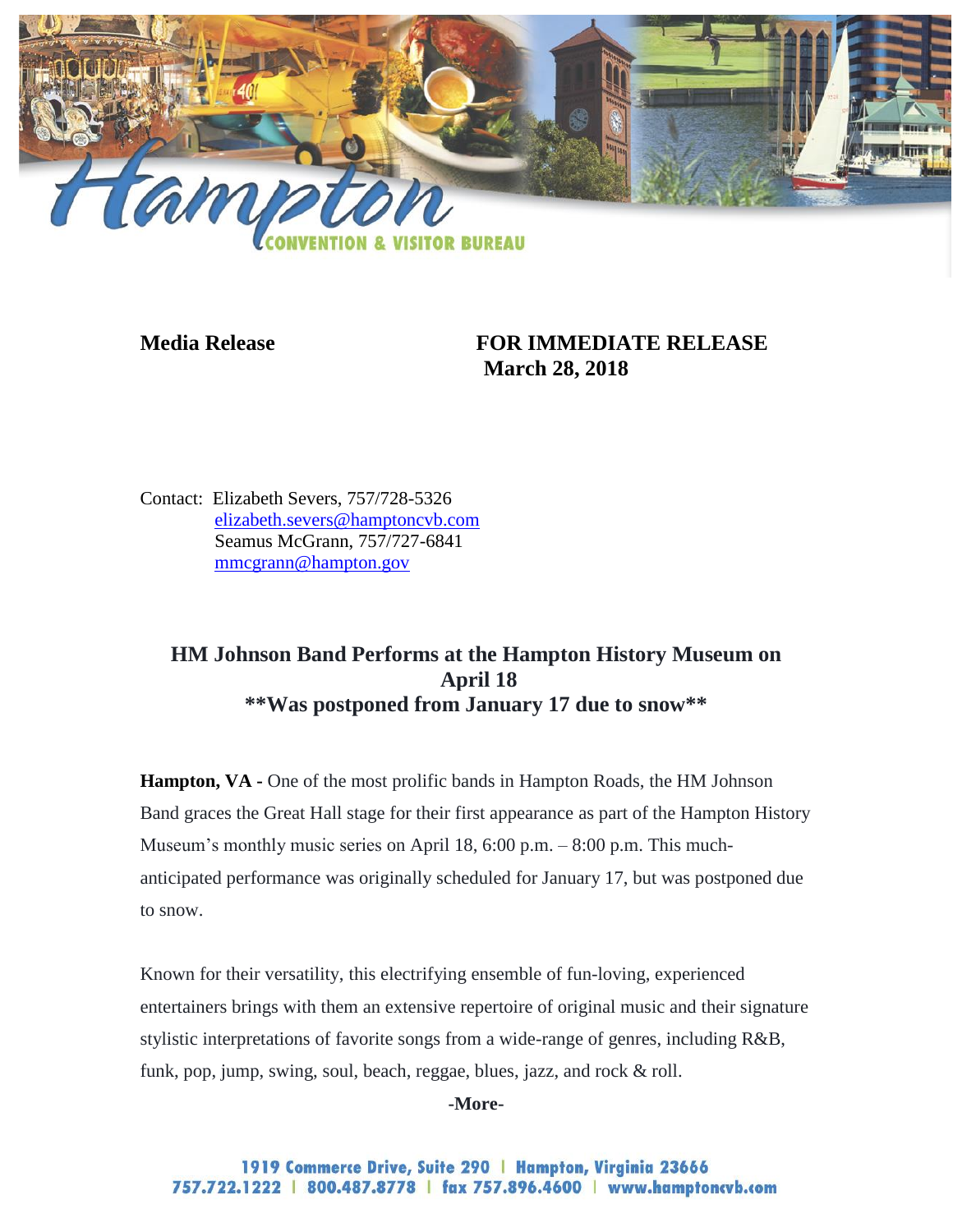Hampton

CONVENTION & VISITOR BUREAU

**Media Release** **FOR IMMEDIATE RELEASE**
**March 28, 2018**

Contact: Elizabeth Severs, 757/728-5326
elizabeth.severs@hamptoncvb.com
Seamus McGrann, 757/727-6841
mmcgrann@hampton.gov

## HM Johnson Band Performs at the Hampton History Museum on April 18
## **Was postponed from January 17 due to snow**

**Hampton, VA -** One of the most prolific bands in Hampton Roads, the HM Johnson Band graces the Great Hall stage for their first appearance as part of the Hampton History Museum's monthly music series on April 18, 6:00 p.m. – 8:00 p.m. This much-anticipated performance was originally scheduled for January 17, but was postponed due to snow.

Known for their versatility, this electrifying ensemble of fun-loving, experienced entertainers brings with them an extensive repertoire of original music and their signature stylistic interpretations of favorite songs from a wide-range of genres, including R&B, funk, pop, jump, swing, soul, beach, reggae, blues, jazz, and rock & roll.

**-More-**

1919 Commerce Drive, Suite 290 | Hampton, Virginia 23666
757.722.1222 | 800.487.8778 | fax 757.896.4600 | www.hamptoncvb.com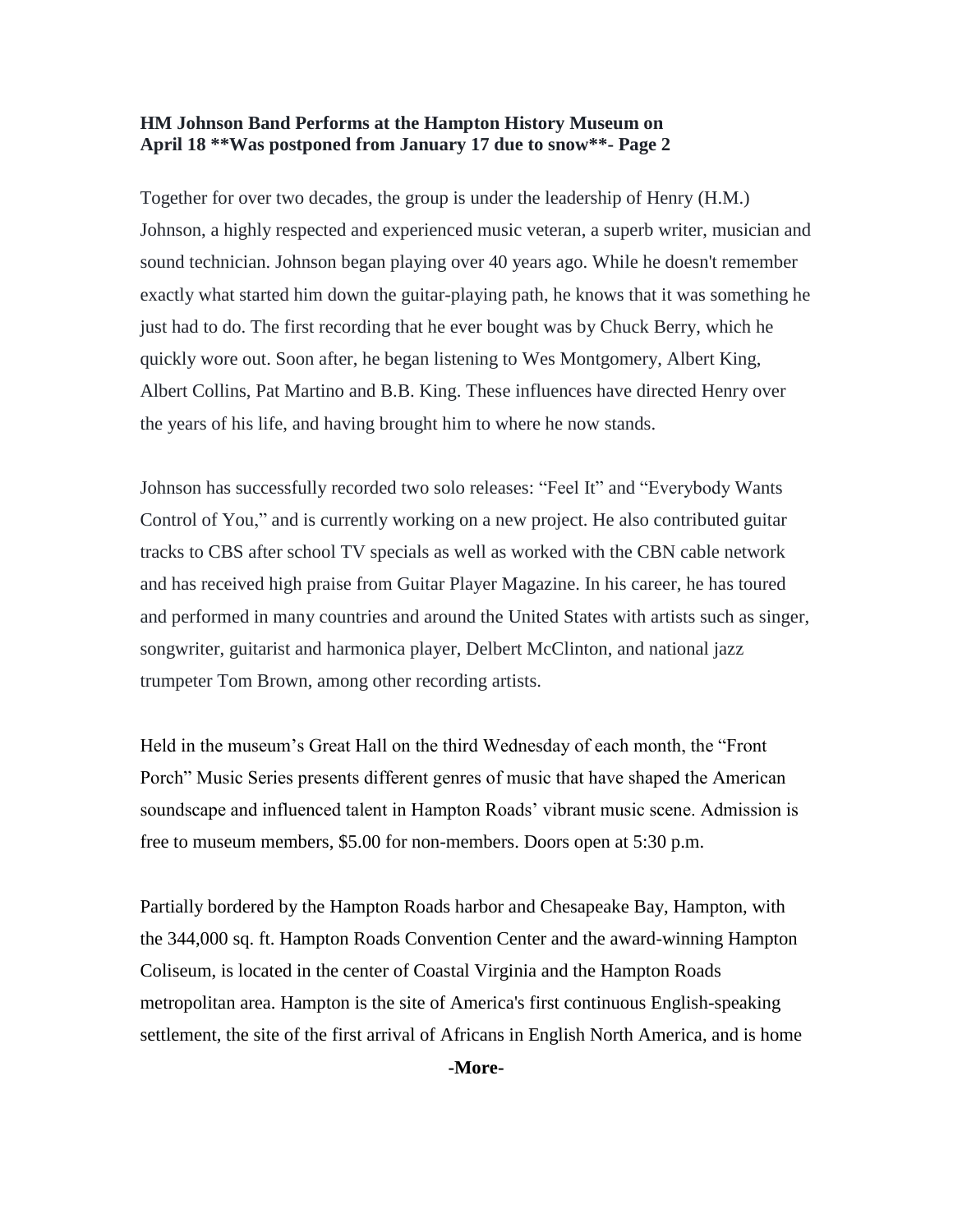**HM Johnson Band Performs at the Hampton History Museum on April 18 **Was postponed from January 17 due to snow**- Page 2**

Together for over two decades, the group is under the leadership of Henry (H.M.) Johnson, a highly respected and experienced music veteran, a superb writer, musician and sound technician. Johnson began playing over 40 years ago. While he doesn't remember exactly what started him down the guitar-playing path, he knows that it was something he just had to do. The first recording that he ever bought was by Chuck Berry, which he quickly wore out. Soon after, he began listening to Wes Montgomery, Albert King, Albert Collins, Pat Martino and B.B. King. These influences have directed Henry over the years of his life, and having brought him to where he now stands.

Johnson has successfully recorded two solo releases: "Feel It" and "Everybody Wants Control of You," and is currently working on a new project. He also contributed guitar tracks to CBS after school TV specials as well as worked with the CBN cable network and has received high praise from Guitar Player Magazine. In his career, he has toured and performed in many countries and around the United States with artists such as singer, songwriter, guitarist and harmonica player, Delbert McClinton, and national jazz trumpeter Tom Brown, among other recording artists.

Held in the museum's Great Hall on the third Wednesday of each month, the "Front Porch" Music Series presents different genres of music that have shaped the American soundscape and influenced talent in Hampton Roads' vibrant music scene. Admission is free to museum members, $5.00 for non-members. Doors open at 5:30 p.m.

Partially bordered by the Hampton Roads harbor and Chesapeake Bay, Hampton, with the 344,000 sq. ft. Hampton Roads Convention Center and the award-winning Hampton Coliseum, is located in the center of Coastal Virginia and the Hampton Roads metropolitan area. Hampton is the site of America's first continuous English-speaking settlement, the site of the first arrival of Africans in English North America, and is home

**-More-**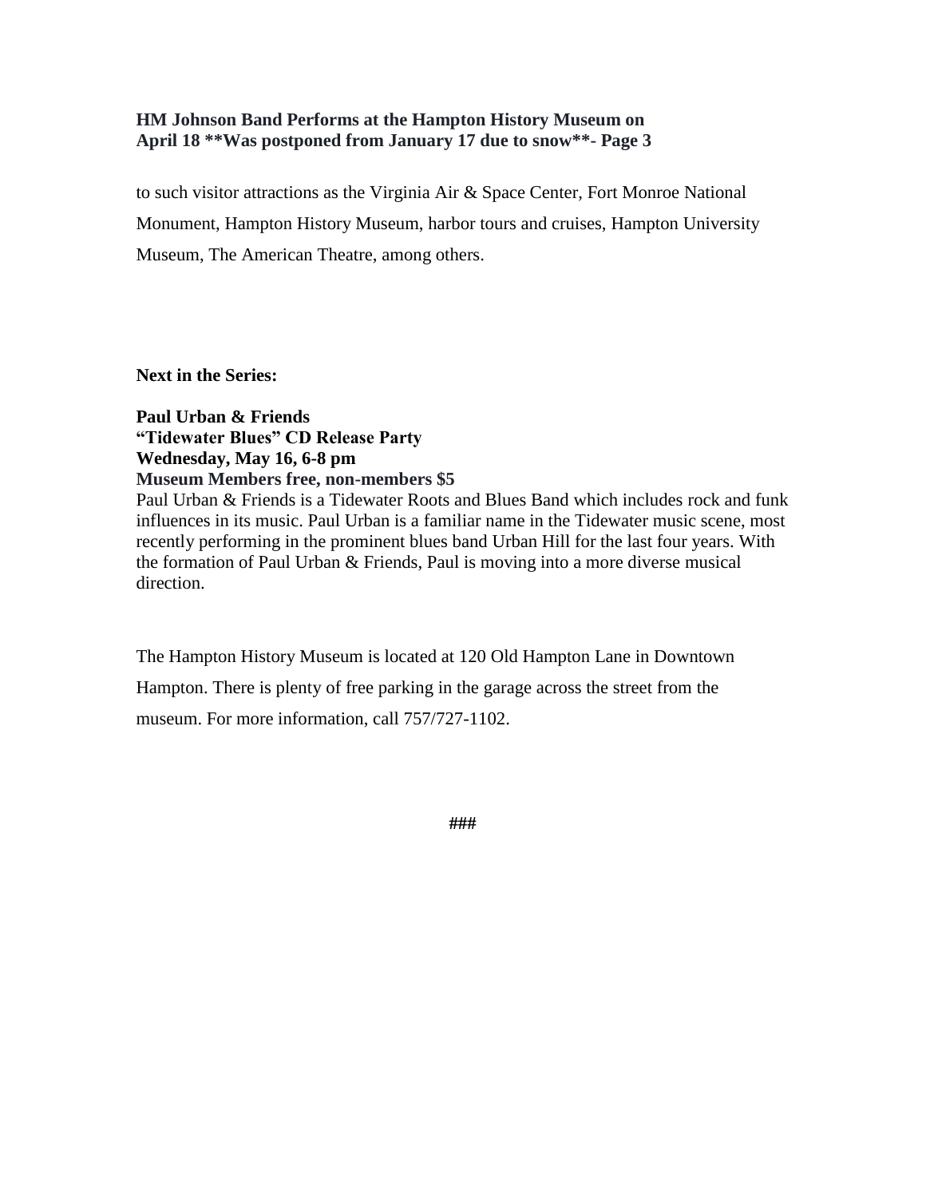to such visitor attractions as the Virginia Air & Space Center, Fort Monroe National Monument, Hampton History Museum, harbor tours and cruises, Hampton University Museum, The American Theatre, among others.

**Next in the Series:**

**Paul Urban & Friends**
**"Tidewater Blues" CD Release Party**
**Wednesday, May 16, 6-8 pm**
**Museum Members free, non-members $5**

Paul Urban & Friends is a Tidewater Roots and Blues Band which includes rock and funk influences in its music. Paul Urban is a familiar name in the Tidewater music scene, most recently performing in the prominent blues band Urban Hill for the last four years. With the formation of Paul Urban & Friends, Paul is moving into a more diverse musical direction.

The Hampton History Museum is located at 120 Old Hampton Lane in Downtown Hampton. There is plenty of free parking in the garage across the street from the museum. For more information, call 757/727-1102.

###